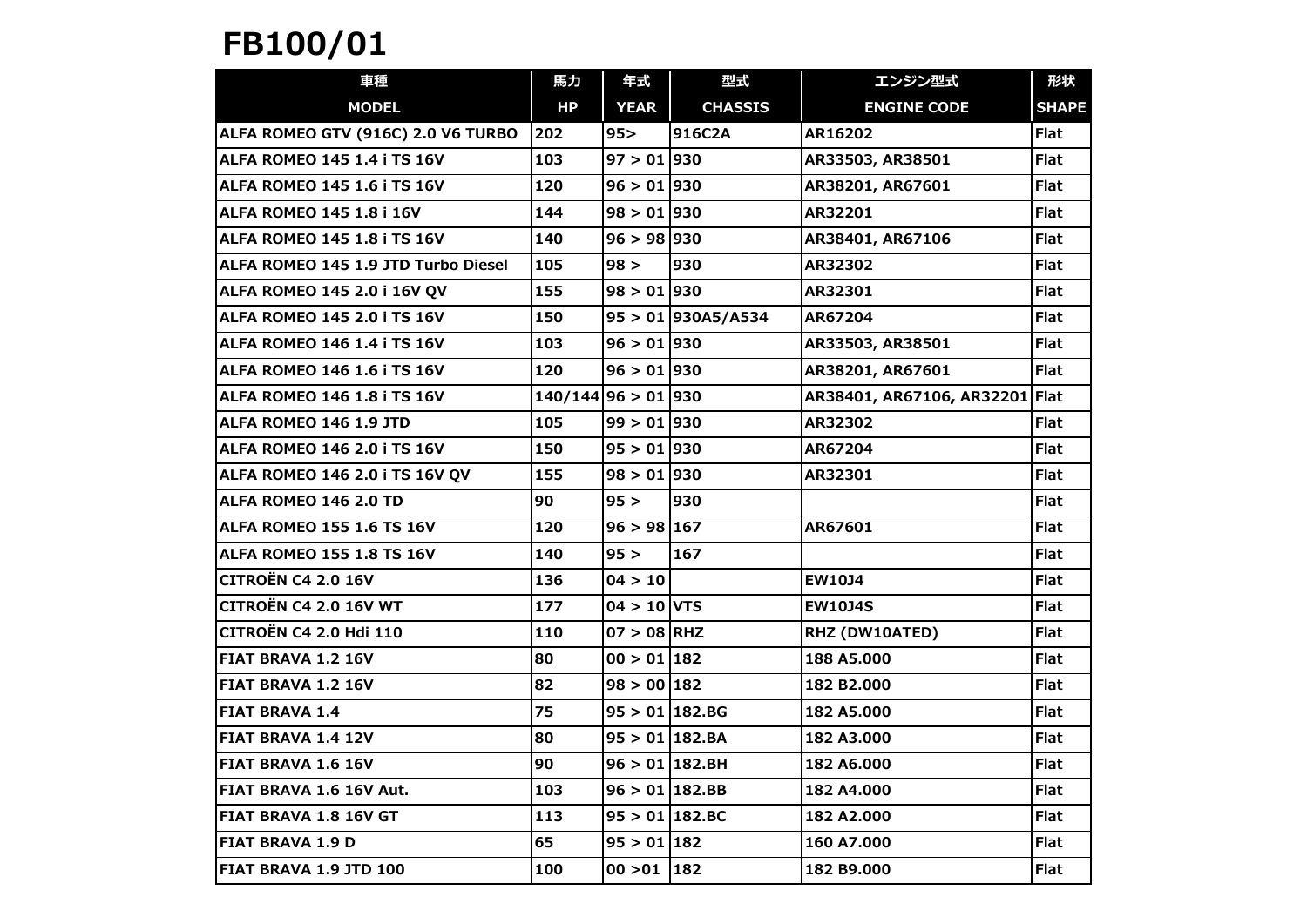# FB100/01

| 車種 | 馬力 | 年式 | 型式 | エンジン型式 | 形状 |
|---|---|---|---|---|---|
| MODEL | HP | YEAR | CHASSIS | ENGINE CODE | SHAPE |
| ALFA ROMEO GTV (916C) 2.0 V6 TURBO | 202 | 95> | 916C2A | AR16202 | Flat |
| ALFA ROMEO 145 1.4 i TS 16V | 103 | 97 > 01 | 930 | AR33503, AR38501 | Flat |
| ALFA ROMEO 145 1.6 i TS 16V | 120 | 96 > 01 | 930 | AR38201, AR67601 | Flat |
| ALFA ROMEO 145 1.8 i 16V | 144 | 98 > 01 | 930 | AR32201 | Flat |
| ALFA ROMEO 145 1.8 i TS 16V | 140 | 96 > 98 | 930 | AR38401, AR67106 | Flat |
| ALFA ROMEO 145 1.9 JTD Turbo Diesel | 105 | 98 > | 930 | AR32302 | Flat |
| ALFA ROMEO 145 2.0 i 16V QV | 155 | 98 > 01 | 930 | AR32301 | Flat |
| ALFA ROMEO 145 2.0 i TS 16V | 150 | 95 > 01 | 930A5/A534 | AR67204 | Flat |
| ALFA ROMEO 146 1.4 i TS 16V | 103 | 96 > 01 | 930 | AR33503, AR38501 | Flat |
| ALFA ROMEO 146 1.6 i TS 16V | 120 | 96 > 01 | 930 | AR38201, AR67601 | Flat |
| ALFA ROMEO 146 1.8 i TS 16V | 140/144 | 96 > 01 | 930 | AR38401, AR67106, AR32201 | Flat |
| ALFA ROMEO 146 1.9 JTD | 105 | 99 > 01 | 930 | AR32302 | Flat |
| ALFA ROMEO 146 2.0 i TS 16V | 150 | 95 > 01 | 930 | AR67204 | Flat |
| ALFA ROMEO 146 2.0 i TS 16V QV | 155 | 98 > 01 | 930 | AR32301 | Flat |
| ALFA ROMEO 146 2.0 TD | 90 | 95 > | 930 | | Flat |
| ALFA ROMEO 155 1.6 TS 16V | 120 | 96 > 98 | 167 | AR67601 | Flat |
| ALFA ROMEO 155 1.8 TS 16V | 140 | 95 > | 167 | | Flat |
| CITROËN C4 2.0 16V | 136 | 04 > 10 | | EW10J4 | Flat |
| CITROËN C4 2.0 16V WT | 177 | 04 > 10 | VTS | EW10J4S | Flat |
| CITROËN C4 2.0 Hdi 110 | 110 | 07 > 08 | RHZ | RHZ (DW10ATED) | Flat |
| FIAT BRAVA 1.2 16V | 80 | 00 > 01 | 182 | 188 A5.000 | Flat |
| FIAT BRAVA 1.2 16V | 82 | 98 > 00 | 182 | 182 B2.000 | Flat |
| FIAT BRAVA 1.4 | 75 | 95 > 01 | 182.BG | 182 A5.000 | Flat |
| FIAT BRAVA 1.4 12V | 80 | 95 > 01 | 182.BA | 182 A3.000 | Flat |
| FIAT BRAVA 1.6 16V | 90 | 96 > 01 | 182.BH | 182 A6.000 | Flat |
| FIAT BRAVA 1.6 16V Aut. | 103 | 96 > 01 | 182.BB | 182 A4.000 | Flat |
| FIAT BRAVA 1.8 16V GT | 113 | 95 > 01 | 182.BC | 182 A2.000 | Flat |
| FIAT BRAVA 1.9 D | 65 | 95 > 01 | 182 | 160 A7.000 | Flat |
| FIAT BRAVA 1.9 JTD 100 | 100 | 00 >01 | 182 | 182 B9.000 | Flat |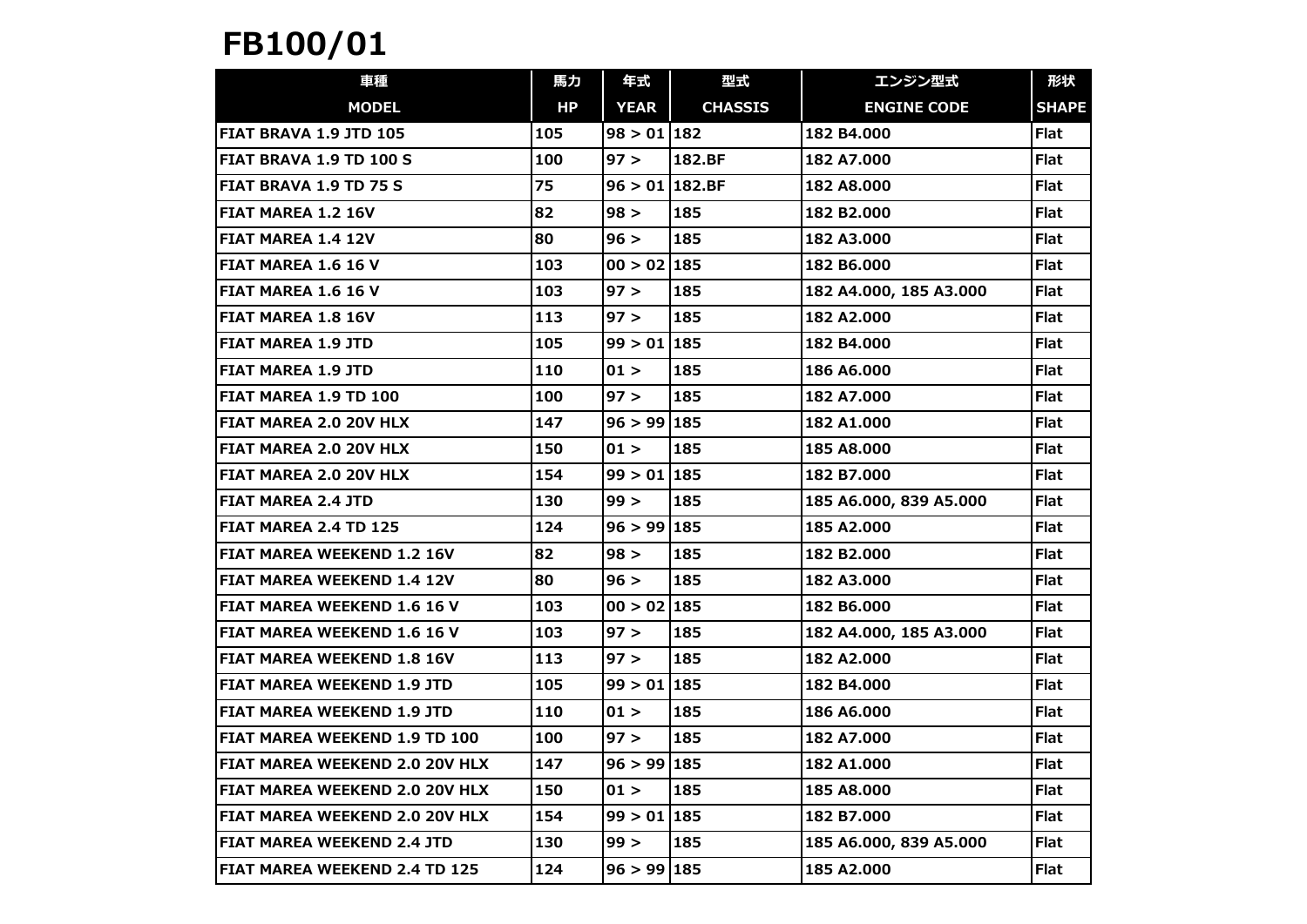# FB100/01

| 車種 | 馬力 | 年式 | 型式 | エンジン型式 | 形状 |
|---|---|---|---|---|---|
| **MODEL** | **HP** | **YEAR** | **CHASSIS** | **ENGINE CODE** | **SHAPE** |
| FIAT BRAVA 1.9 JTD 105 | 105 | 98 > 01 | 182 | 182 B4.000 | Flat |
| FIAT BRAVA 1.9 TD 100 S | 100 | 97 > | 182.BF | 182 A7.000 | Flat |
| FIAT BRAVA 1.9 TD 75 S | 75 | 96 > 01 | 182.BF | 182 A8.000 | Flat |
| FIAT MAREA 1.2 16V | 82 | 98 > | 185 | 182 B2.000 | Flat |
| FIAT MAREA 1.4 12V | 80 | 96 > | 185 | 182 A3.000 | Flat |
| FIAT MAREA 1.6 16 V | 103 | 00 > 02 | 185 | 182 B6.000 | Flat |
| FIAT MAREA 1.6 16 V | 103 | 97 > | 185 | 182 A4.000, 185 A3.000 | Flat |
| FIAT MAREA 1.8 16V | 113 | 97 > | 185 | 182 A2.000 | Flat |
| FIAT MAREA 1.9 JTD | 105 | 99 > 01 | 185 | 182 B4.000 | Flat |
| FIAT MAREA 1.9 JTD | 110 | 01 > | 185 | 186 A6.000 | Flat |
| FIAT MAREA 1.9 TD 100 | 100 | 97 > | 185 | 182 A7.000 | Flat |
| FIAT MAREA 2.0 20V HLX | 147 | 96 > 99 | 185 | 182 A1.000 | Flat |
| FIAT MAREA 2.0 20V HLX | 150 | 01 > | 185 | 185 A8.000 | Flat |
| FIAT MAREA 2.0 20V HLX | 154 | 99 > 01 | 185 | 182 B7.000 | Flat |
| FIAT MAREA 2.4 JTD | 130 | 99 > | 185 | 185 A6.000, 839 A5.000 | Flat |
| FIAT MAREA 2.4 TD 125 | 124 | 96 > 99 | 185 | 185 A2.000 | Flat |
| FIAT MAREA WEEKEND 1.2 16V | 82 | 98 > | 185 | 182 B2.000 | Flat |
| FIAT MAREA WEEKEND 1.4 12V | 80 | 96 > | 185 | 182 A3.000 | Flat |
| FIAT MAREA WEEKEND 1.6 16 V | 103 | 00 > 02 | 185 | 182 B6.000 | Flat |
| FIAT MAREA WEEKEND 1.6 16 V | 103 | 97 > | 185 | 182 A4.000, 185 A3.000 | Flat |
| FIAT MAREA WEEKEND 1.8 16V | 113 | 97 > | 185 | 182 A2.000 | Flat |
| FIAT MAREA WEEKEND 1.9 JTD | 105 | 99 > 01 | 185 | 182 B4.000 | Flat |
| FIAT MAREA WEEKEND 1.9 JTD | 110 | 01 > | 185 | 186 A6.000 | Flat |
| FIAT MAREA WEEKEND 1.9 TD 100 | 100 | 97 > | 185 | 182 A7.000 | Flat |
| FIAT MAREA WEEKEND 2.0 20V HLX | 147 | 96 > 99 | 185 | 182 A1.000 | Flat |
| FIAT MAREA WEEKEND 2.0 20V HLX | 150 | 01 > | 185 | 185 A8.000 | Flat |
| FIAT MAREA WEEKEND 2.0 20V HLX | 154 | 99 > 01 | 185 | 182 B7.000 | Flat |
| FIAT MAREA WEEKEND 2.4 JTD | 130 | 99 > | 185 | 185 A6.000, 839 A5.000 | Flat |
| FIAT MAREA WEEKEND 2.4 TD 125 | 124 | 96 > 99 | 185 | 185 A2.000 | Flat |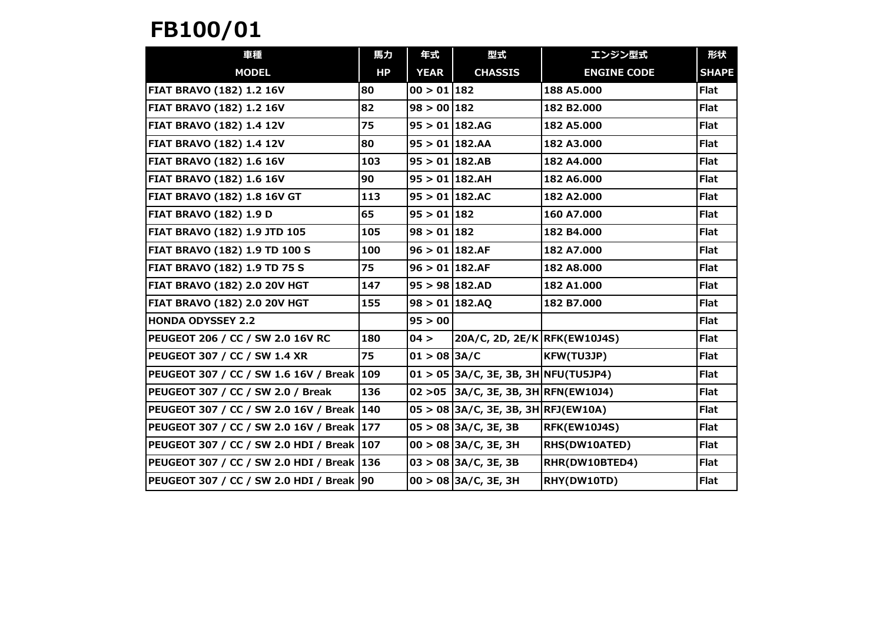# FB100/01

| 車種 | 馬力 | 年式 | 型式 | エンジン型式 | 形状 |
|---|---|---|---|---|---|
| **MODEL** | **HP** | **YEAR** | **CHASSIS** | **ENGINE CODE** | **SHAPE** |
| FIAT BRAVO (182) 1.2 16V | 80 | 00 > 01 | 182 | 188 A5.000 | Flat |
| FIAT BRAVO (182) 1.2 16V | 82 | 98 > 00 | 182 | 182 B2.000 | Flat |
| FIAT BRAVO (182) 1.4 12V | 75 | 95 > 01 | 182.AG | 182 A5.000 | Flat |
| FIAT BRAVO (182) 1.4 12V | 80 | 95 > 01 | 182.AA | 182 A3.000 | Flat |
| FIAT BRAVO (182) 1.6 16V | 103 | 95 > 01 | 182.AB | 182 A4.000 | Flat |
| FIAT BRAVO (182) 1.6 16V | 90 | 95 > 01 | 182.AH | 182 A6.000 | Flat |
| FIAT BRAVO (182) 1.8 16V GT | 113 | 95 > 01 | 182.AC | 182 A2.000 | Flat |
| FIAT BRAVO (182) 1.9 D | 65 | 95 > 01 | 182 | 160 A7.000 | Flat |
| FIAT BRAVO (182) 1.9 JTD 105 | 105 | 98 > 01 | 182 | 182 B4.000 | Flat |
| FIAT BRAVO (182) 1.9 TD 100 S | 100 | 96 > 01 | 182.AF | 182 A7.000 | Flat |
| FIAT BRAVO (182) 1.9 TD 75 S | 75 | 96 > 01 | 182.AF | 182 A8.000 | Flat |
| FIAT BRAVO (182) 2.0 20V HGT | 147 | 95 > 98 | 182.AD | 182 A1.000 | Flat |
| FIAT BRAVO (182) 2.0 20V HGT | 155 | 98 > 01 | 182.AQ | 182 B7.000 | Flat |
| HONDA ODYSSEY 2.2 | | 95 > 00 | | | Flat |
| PEUGEOT 206 / CC / SW 2.0 16V RC | 180 | 04 > | 20A/C, 2D, 2E/K | RFK(EW10J4S) | Flat |
| PEUGEOT 307 / CC / SW 1.4 XR | 75 | 01 > 08 | 3A/C | KFW(TU3JP) | Flat |
| PEUGEOT 307 / CC / SW 1.6 16V / Break | 109 | 01 > 05 | 3A/C, 3E, 3B, 3H | NFU(TU5JP4) | Flat |
| PEUGEOT 307 / CC / SW 2.0 / Break | 136 | 02 >05 | 3A/C, 3E, 3B, 3H | RFN(EW10J4) | Flat |
| PEUGEOT 307 / CC / SW 2.0 16V / Break | 140 | 05 > 08 | 3A/C, 3E, 3B, 3H | RFJ(EW10A) | Flat |
| PEUGEOT 307 / CC / SW 2.0 16V / Break | 177 | 05 > 08 | 3A/C, 3E, 3B | RFK(EW10J4S) | Flat |
| PEUGEOT 307 / CC / SW 2.0 HDI / Break | 107 | 00 > 08 | 3A/C, 3E, 3H | RHS(DW10ATED) | Flat |
| PEUGEOT 307 / CC / SW 2.0 HDI / Break | 136 | 03 > 08 | 3A/C, 3E, 3B | RHR(DW10BTED4) | Flat |
| PEUGEOT 307 / CC / SW 2.0 HDI / Break | 90 | 00 > 08 | 3A/C, 3E, 3H | RHY(DW10TD) | Flat |